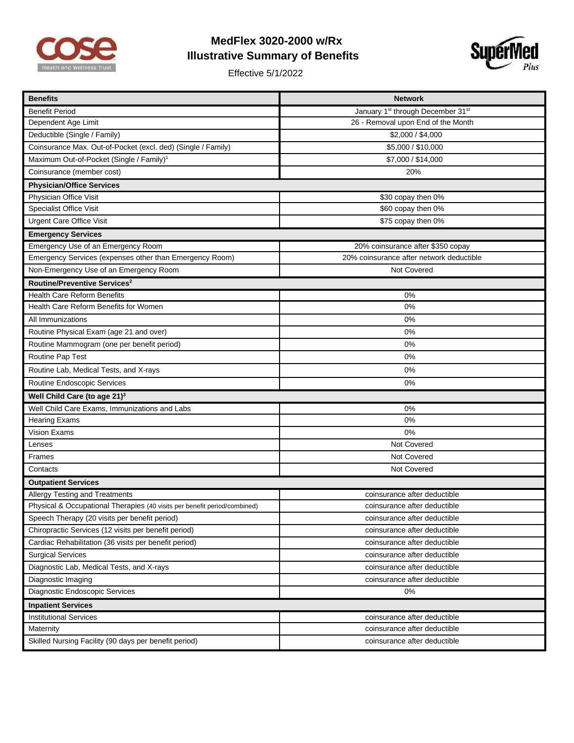# MedFlex 3020-2000 w/Rx

## Illustrative Summary of Benefits

Effective 5/1/2022

| Benefits | Network |
|---|---|
| Benefit Period | January 1st through December 31st |
| Dependent Age Limit | 26 - Removal upon End of the Month |
| Deductible (Single / Family) | $2,000 / $4,000 |
| Coinsurance Max. Out-of-Pocket (excl. ded) (Single / Family) | $5,000 / $10,000 |
| Maximum Out-of-Pocket (Single / Family)[1] | $7,000 / $14,000 |
| Coinsurance (member cost) | 20% |
| **Physician/Office Services** | |
| Physician Office Visit | $30 copay then 0% |
| Specialist Office Visit | $60 copay then 0% |
| Urgent Care Office Visit | $75 copay then 0% |
| **Emergency Services** | |
| Emergency Use of an Emergency Room | 20% coinsurance after $350 copay |
| Emergency Services (expenses other than Emergency Room) | 20% coinsurance after network deductible |
| Non-Emergency Use of an Emergency Room | Not Covered |
| **Routine/Preventive Services[2]** | |
| Health Care Reform Benefits | 0% |
| Health Care Reform Benefits for Women | 0% |
| All Immunizations | 0% |
| Routine Physical Exam (age 21 and over) | 0% |
| Routine Mammogram (one per benefit period) | 0% |
| Routine Pap Test | 0% |
| Routine Lab, Medical Tests, and X-rays | 0% |
| Routine Endoscopic Services | 0% |
| **Well Child Care (to age 21)[3]** | |
| Well Child Care Exams, Immunizations and Labs | 0% |
| Hearing Exams | 0% |
| Vision Exams | 0% |
| Lenses | Not Covered |
| Frames | Not Covered |
| Contacts | Not Covered |
| **Outpatient Services** | |
| Allergy Testing and Treatments | coinsurance after deductible |
| Physical & Occupational Therapies (40 visits per benefit period/combined) | coinsurance after deductible |
| Speech Therapy (20 visits per benefit period) | coinsurance after deductible |
| Chiropractic Services (12 visits per benefit period) | coinsurance after deductible |
| Cardiac Rehabilitation (36 visits per benefit period) | coinsurance after deductible |
| Surgical Services | coinsurance after deductible |
| Diagnostic Lab, Medical Tests, and X-rays | coinsurance after deductible |
| Diagnostic Imaging | coinsurance after deductible |
| Diagnostic Endoscopic Services | 0% |
| **Inpatient Services** | |
| Institutional Services | coinsurance after deductible |
| Maternity | coinsurance after deductible |
| Skilled Nursing Facility (90 days per benefit period) | coinsurance after deductible |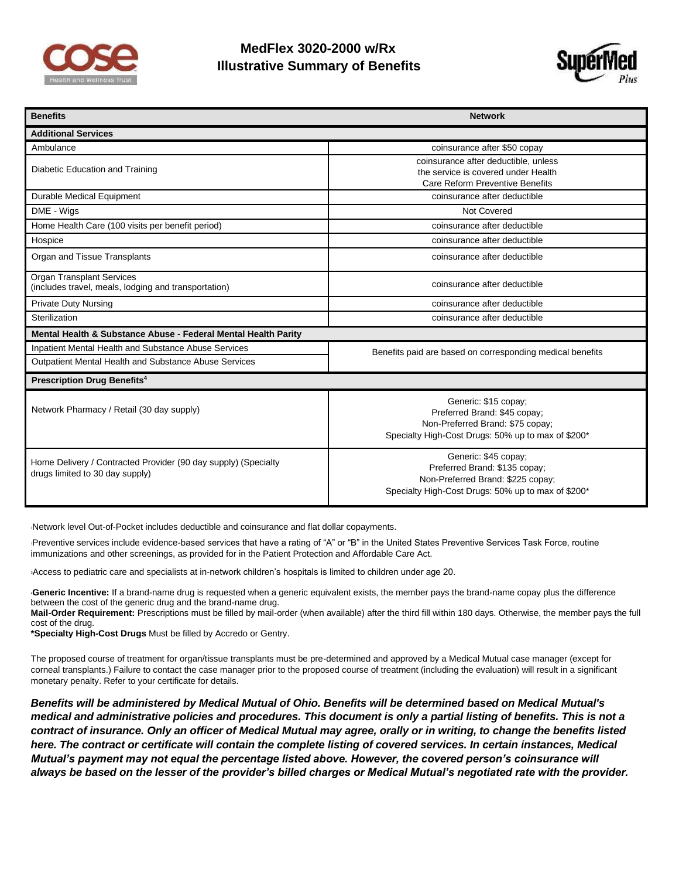# MedFlex 3020-2000 w/Rx
## Illustrative Summary of Benefits

| Benefits | Network |
|---|---|
| **Additional Services** | |
| Ambulance | coinsurance after $50 copay |
| Diabetic Education and Training | coinsurance after deductible, unless the service is covered under Health Care Reform Preventive Benefits |
| Durable Medical Equipment | coinsurance after deductible |
| DME - Wigs | Not Covered |
| Home Health Care (100 visits per benefit period) | coinsurance after deductible |
| Hospice | coinsurance after deductible |
| Organ and Tissue Transplants | coinsurance after deductible |
| Organ Transplant Services (includes travel, meals, lodging and transportation) | coinsurance after deductible |
| Private Duty Nursing | coinsurance after deductible |
| Sterilization | coinsurance after deductible |
| **Mental Health & Substance Abuse - Federal Mental Health Parity** | |
| Inpatient Mental Health and Substance Abuse Services | Benefits paid are based on corresponding medical benefits |
| Outpatient Mental Health and Substance Abuse Services | |
| **Prescription Drug Benefits[4]** | |
| Network Pharmacy / Retail (30 day supply) | Generic: $15 copay; Preferred Brand: $45 copay; Non-Preferred Brand: $75 copay; Specialty High-Cost Drugs: 50% up to max of $200* |
| Home Delivery / Contracted Provider (90 day supply) (Specialty drugs limited to 30 day supply) | Generic: $45 copay; Preferred Brand: $135 copay; Non-Preferred Brand: $225 copay; Specialty High-Cost Drugs: 50% up to max of $200* |

[1] Network level Out-of-Pocket includes deductible and coinsurance and flat dollar copayments.

[2] Preventive services include evidence-based services that have a rating of "A" or "B" in the United States Preventive Services Task Force, routine immunizations and other screenings, as provided for in the Patient Protection and Affordable Care Act.

[3] Access to pediatric care and specialists at in-network children's hospitals is limited to children under age 20.

[4] **Generic Incentive:** If a brand-name drug is requested when a generic equivalent exists, the member pays the brand-name copay plus the difference between the cost of the generic drug and the brand-name drug.
**Mail-Order Requirement:** Prescriptions must be filled by mail-order (when available) after the third fill within 180 days. Otherwise, the member pays the full cost of the drug.
**\*Specialty High-Cost Drugs** Must be filled by Accredo or Gentry.

The proposed course of treatment for organ/tissue transplants must be pre-determined and approved by a Medical Mutual case manager (except for corneal transplants.) Failure to contact the case manager prior to the proposed course of treatment (including the evaluation) will result in a significant monetary penalty. Refer to your certificate for details.

***Benefits will be administered by Medical Mutual of Ohio. Benefits will be determined based on Medical Mutual's medical and administrative policies and procedures. This document is only a partial listing of benefits. This is not a contract of insurance. Only an officer of Medical Mutual may agree, orally or in writing, to change the benefits listed here. The contract or certificate will contain the complete listing of covered services. In certain instances, Medical Mutual's payment may not equal the percentage listed above. However, the covered person's coinsurance will always be based on the lesser of the provider's billed charges or Medical Mutual's negotiated rate with the provider.***